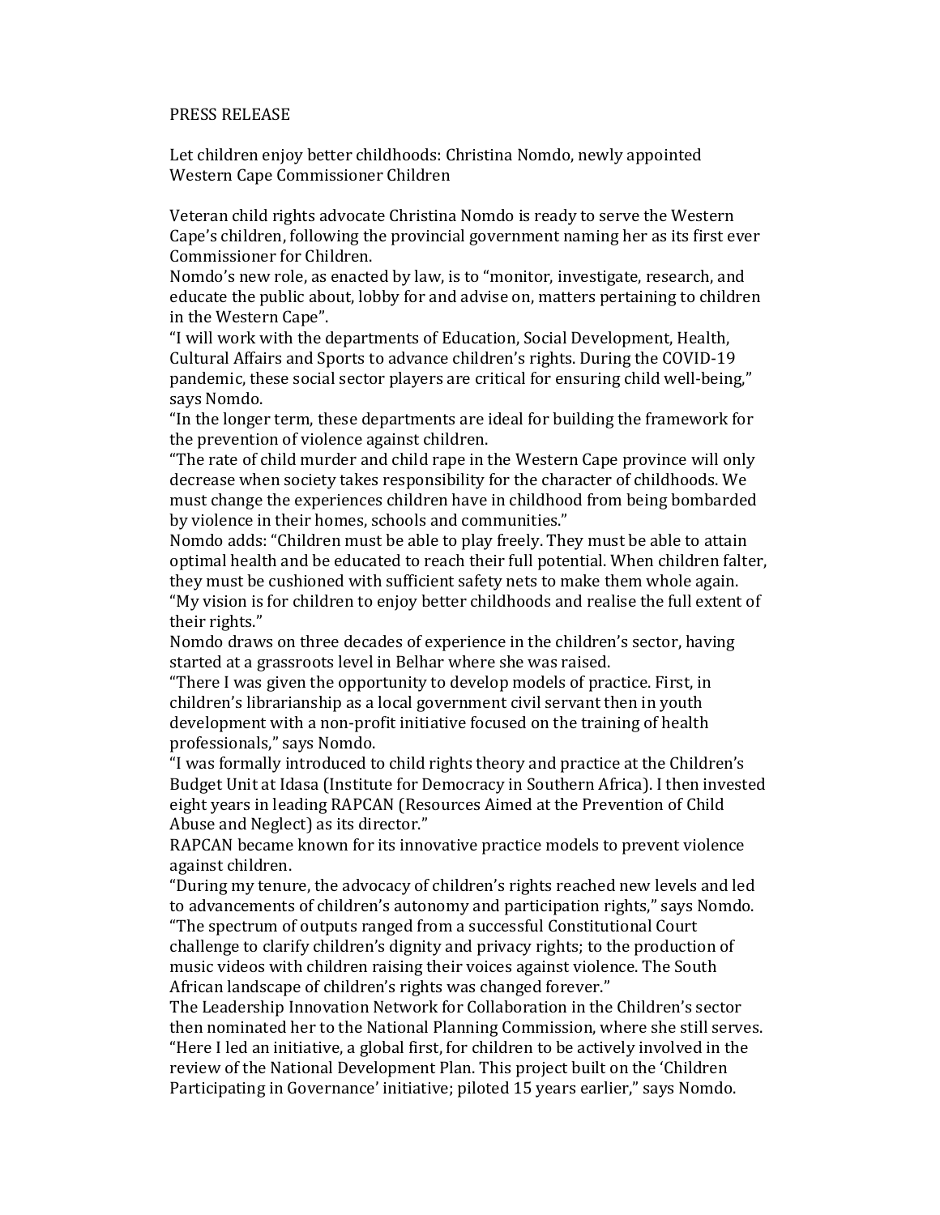PRESS RELEASE

Let children enjoy better childhoods: Christina Nomdo, newly appointed Western Cape Commissioner Children

Veteran child rights advocate Christina Nomdo is ready to serve the Western Cape's children, following the provincial government naming her as its first ever Commissioner for Children.

Nomdo's new role, as enacted by law, is to "monitor, investigate, research, and educate the public about, lobby for and advise on, matters pertaining to children in the Western Cape".

"I will work with the departments of Education, Social Development, Health, Cultural Affairs and Sports to advance children's rights. During the COVID-19 pandemic, these social sector players are critical for ensuring child well-being," says Nomdo.

"In the longer term, these departments are ideal for building the framework for the prevention of violence against children.

"The rate of child murder and child rape in the Western Cape province will only decrease when society takes responsibility for the character of childhoods. We must change the experiences children have in childhood from being bombarded by violence in their homes, schools and communities."

Nomdo adds: "Children must be able to play freely. They must be able to attain optimal health and be educated to reach their full potential. When children falter, they must be cushioned with sufficient safety nets to make them whole again.

"My vision is for children to enjoy better childhoods and realise the full extent of their rights."

Nomdo draws on three decades of experience in the children's sector, having started at a grassroots level in Belhar where she was raised.

"There I was given the opportunity to develop models of practice. First, in children's librarianship as a local government civil servant then in youth development with a non-profit initiative focused on the training of health professionals," says Nomdo.

"I was formally introduced to child rights theory and practice at the Children's Budget Unit at Idasa (Institute for Democracy in Southern Africa). I then invested eight years in leading RAPCAN (Resources Aimed at the Prevention of Child Abuse and Neglect) as its director."

RAPCAN became known for its innovative practice models to prevent violence against children.

"During my tenure, the advocacy of children's rights reached new levels and led to advancements of children's autonomy and participation rights," says Nomdo.

"The spectrum of outputs ranged from a successful Constitutional Court challenge to clarify children's dignity and privacy rights; to the production of music videos with children raising their voices against violence. The South African landscape of children's rights was changed forever."

The Leadership Innovation Network for Collaboration in the Children's sector then nominated her to the National Planning Commission, where she still serves.

"Here I led an initiative, a global first, for children to be actively involved in the review of the National Development Plan. This project built on the 'Children Participating in Governance' initiative; piloted 15 years earlier," says Nomdo.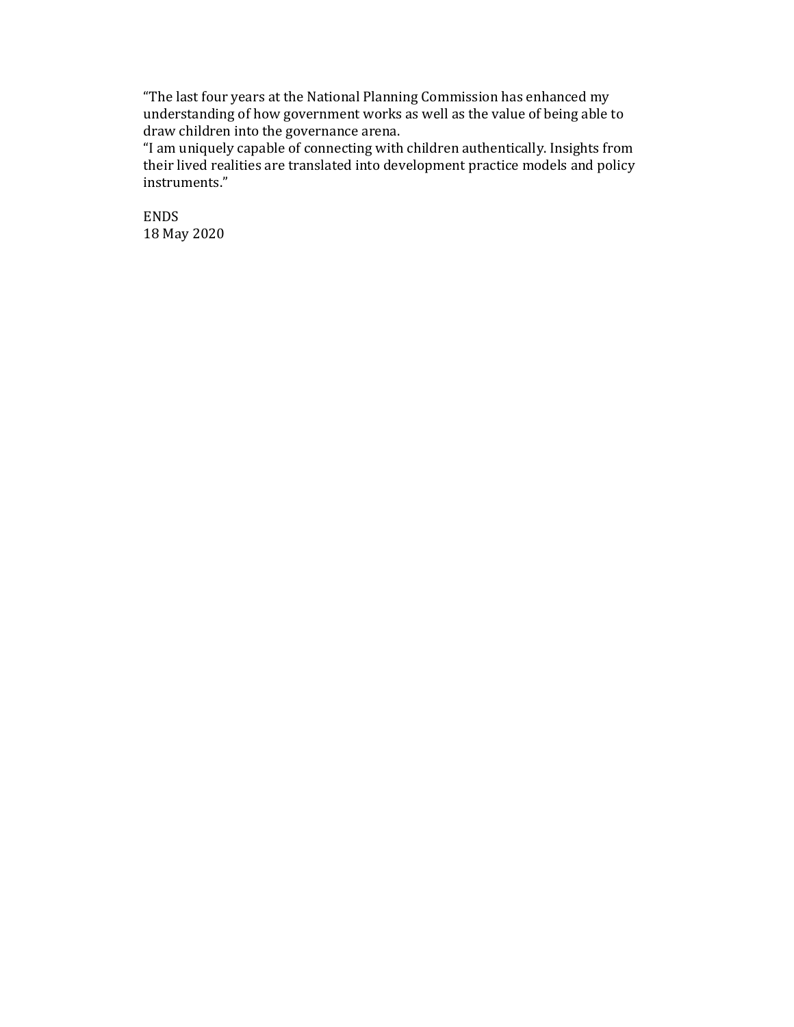“The last four years at the National Planning Commission has enhanced my understanding of how government works as well as the value of being able to draw children into the governance arena.

“I am uniquely capable of connecting with children authentically. Insights from their lived realities are translated into development practice models and policy instruments.”

ENDS
18 May 2020